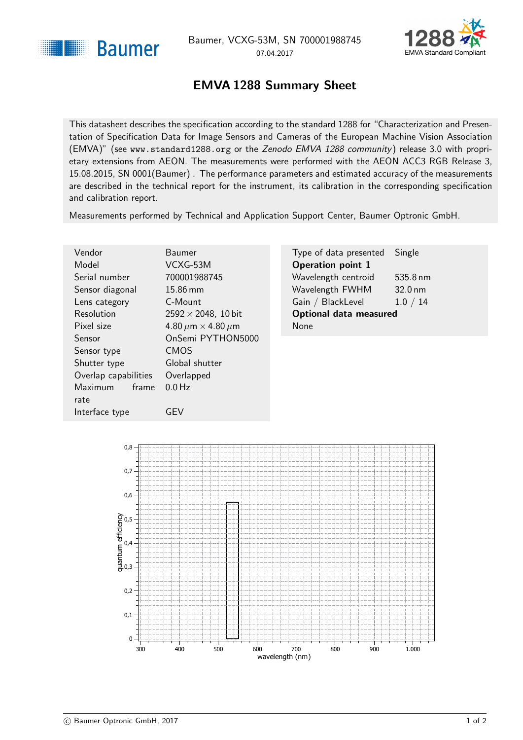# EMVA 1288 Summary Sheet

This datasheet describes the specification according to the standard 1288 for "Characterization and Presentation of Specification Data for Image Sensors and Cameras of the European Machine Vision Association (EMVA)" (see www.standard1288.org or the *Zenodo EMVA 1288 community*) release 3.0 with proprietary extensions from AEON. The measurements were performed with the AEON ACC3 RGB Release 3, 15.08.2015, SN 0001(Baumer) . The performance parameters and estimated accuracy of the measurements are described in the technical report for the instrument, its calibration in the corresponding specification and calibration report.

Measurements performed by Technical and Application Support Center, Baumer Optronic GmbH.

| | |
|---|---|
| Vendor | Baumer |
| Model | VCXG-53M |
| Serial number | 700001988745 |
| Sensor diagonal | 15.86 mm |
| Lens category | C-Mount |
| Resolution | 2592 × 2048, 10 bit |
| Pixel size | 4.80 µm × 4.80 µm |
| Sensor | OnSemi PYTHON5000 |
| Sensor type | CMOS |
| Shutter type | Global shutter |
| Overlap capabilities | Overlapped |
| Maximum frame rate | 0.0 Hz |
| Interface type | GEV |

| | |
|---|---|
| Type of data presented | Single |
| **Operation point 1** | |
| Wavelength centroid | 535.8 nm |
| Wavelength FWHM | 32.0 nm |
| Gain / BlackLevel | 1.0 / 14 |
| **Optional data measured** | |
| None | |

quantum efficiency vs. wavelength (nm)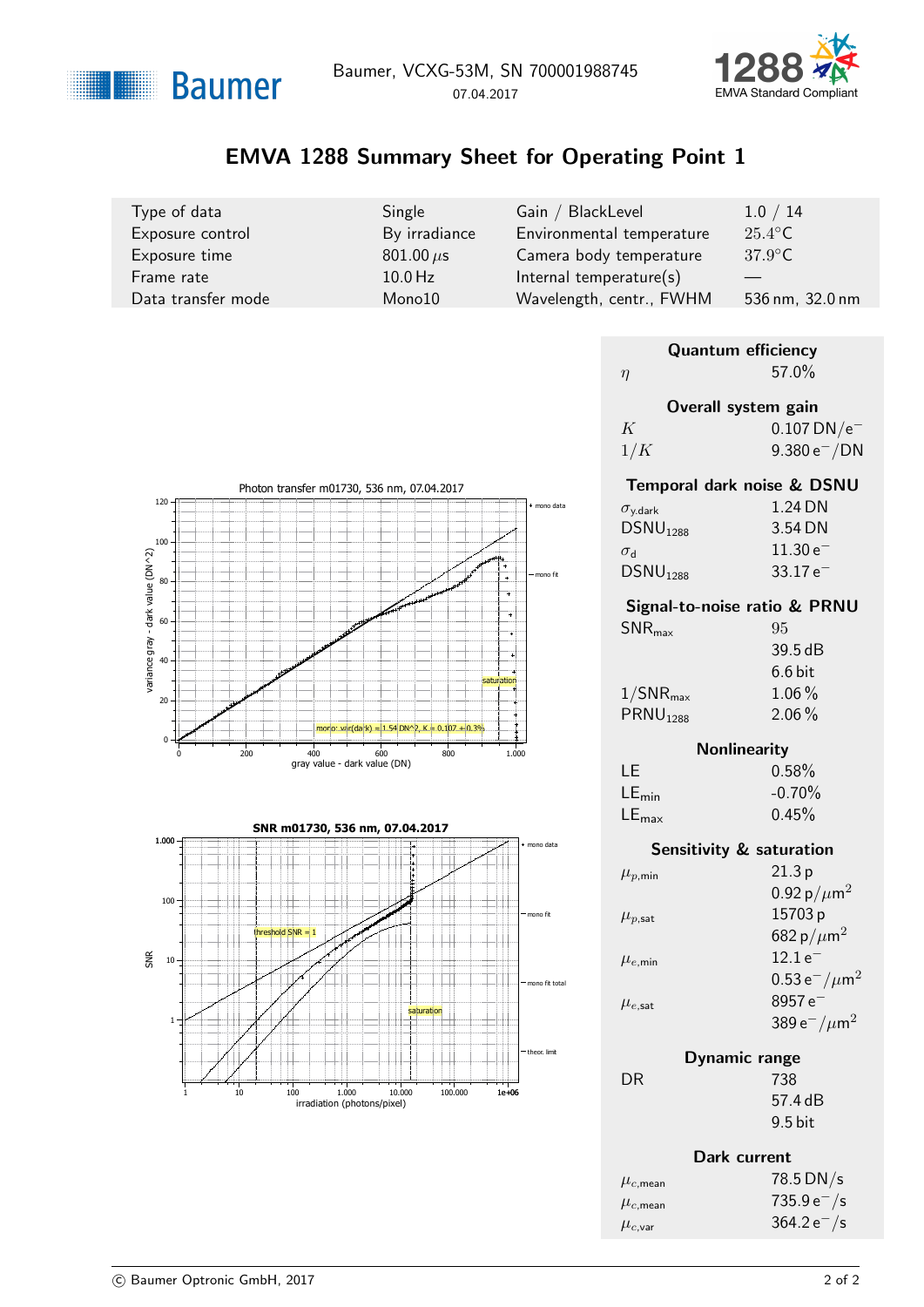Baumer, VCXG-53M, SN 700001988745

07.04.2017

# EMVA 1288 Summary Sheet for Operating Point 1

| | | | |
|---|---|---|---|
| Type of data | Single | Gain / BlackLevel | 1.0 / 14 |
| Exposure control | By irradiance | Environmental temperature | 25.4°C |
| Exposure time | 801.00 $\mu$s | Camera body temperature | 37.9°C |
| Frame rate | 10.0 Hz | Internal temperature(s) | — |
| Data transfer mode | Mono10 | Wavelength, centr., FWHM | 536 nm, 32.0 nm |

Photon transfer m01730, 536 nm, 07.04.2017

variance gray - dark value (DN^2)

gray value - dark value (DN)

mono data

mono fit

saturation

mono: var(dark) = 1.54 DN^2, K = 0.107 +-0.3%

SNR m01730, 536 nm, 07.04.2017

SNR

irradiation (photons/pixel)

mono data

mono fit

mono fit total

theor. limit

threshold SNR = 1

saturation

### Quantum efficiency

| | |
|---|---|
| $\eta$ | 57.0% |

### Overall system gain

| | |
|---|---|
| $K$ | 0.107 DN/$e^-$ |
| $1/K$ | 9.380 $e^-$/DN |

### Temporal dark noise & DSNU

| | |
|---|---|
| $\sigma_{y.dark}$ | 1.24 DN |
| $DSNU_{1288}$ | 3.54 DN |
| $\sigma_d$ | 11.30 $e^-$ |
| $DSNU_{1288}$ | 33.17 $e^-$ |

### Signal-to-noise ratio & PRNU

| | |
|---|---|
| $SNR_{max}$ | 95 |
| | 39.5 dB |
| | 6.6 bit |
| $1/SNR_{max}$ | 1.06 % |
| $PRNU_{1288}$ | 2.06 % |

### Nonlinearity

| | |
|---|---|
| LE | 0.58% |
| $LE_{min}$ | -0.70% |
| $LE_{max}$ | 0.45% |

### Sensitivity & saturation

| | |
|---|---|
| $\mu_{p,min}$ | 21.3 p |
| | 0.92 p/$\mu m^2$ |
| $\mu_{p,sat}$ | 15703 p |
| | 682 p/$\mu m^2$ |
| $\mu_{e,min}$ | 12.1 $e^-$ |
| | 0.53 $e^-$/$\mu m^2$ |
| $\mu_{e,sat}$ | 8957 $e^-$ |
| | 389 $e^-$/$\mu m^2$ |

### Dynamic range

| | |
|---|---|
| DR | 738 |
| | 57.4 dB |
| | 9.5 bit |

### Dark current

| | |
|---|---|
| $\mu_{c,mean}$ | 78.5 DN/s |
| $\mu_{c,mean}$ | 735.9 $e^-$/s |
| $\mu_{c,var}$ | 364.2 $e^-$/s |

© Baumer Optronic GmbH, 2017